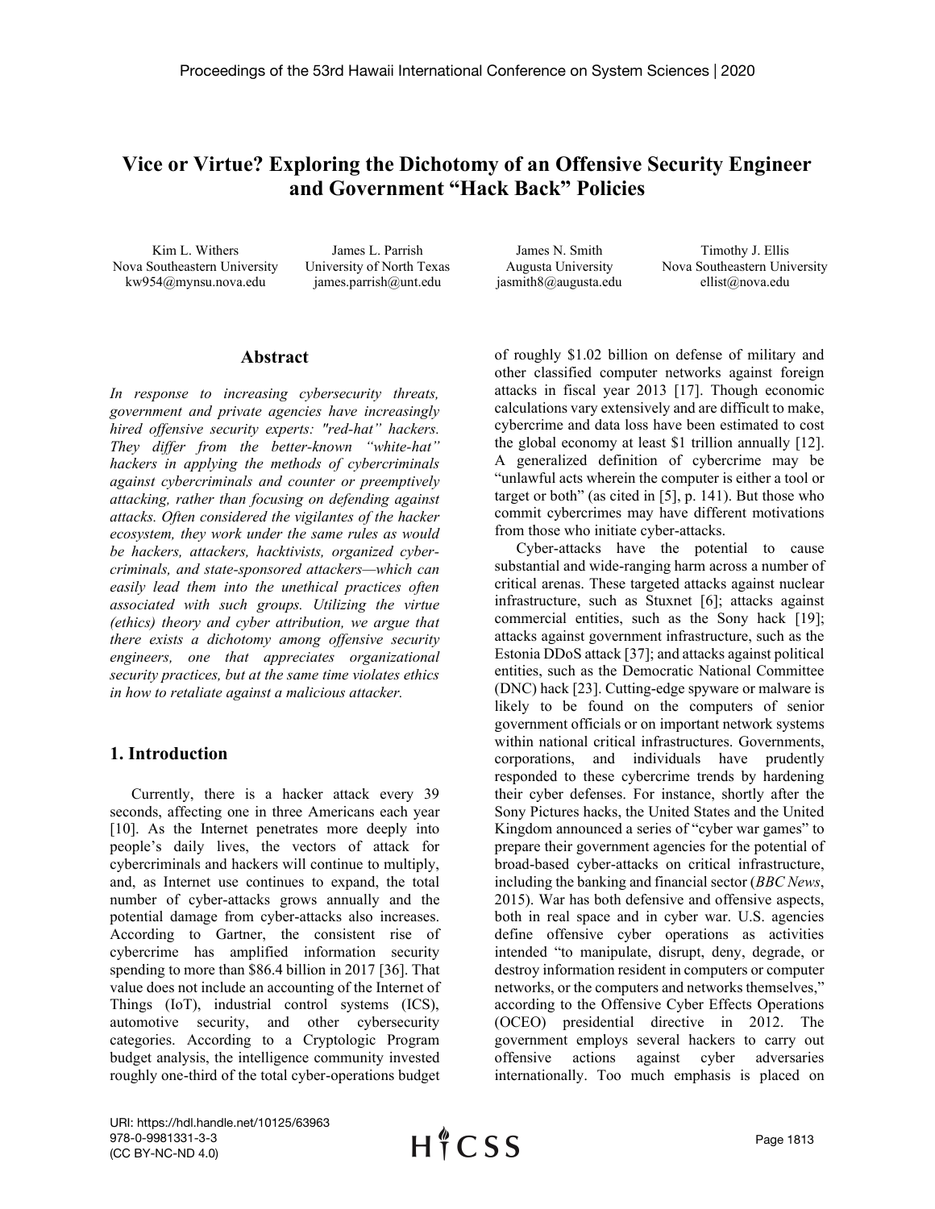# Vice or Virtue? Exploring the Dichotomy of an Offensive Security Engineer and Government "Hack Back" Policies

Kim L. Withers
Nova Southeastern University
kw954@mynsu.nova.edu

James L. Parrish
University of North Texas
james.parrish@unt.edu

James N. Smith
Augusta University
jasmith8@augusta.edu

Timothy J. Ellis
Nova Southeastern University
ellist@nova.edu

## Abstract

*In response to increasing cybersecurity threats, government and private agencies have increasingly hired offensive security experts: "red-hat" hackers. They differ from the better-known "white-hat" hackers in applying the methods of cybercriminals against cybercriminals and counter or preemptively attacking, rather than focusing on defending against attacks. Often considered the vigilantes of the hacker ecosystem, they work under the same rules as would be hackers, attackers, hacktivists, organized cyber-criminals, and state-sponsored attackers—which can easily lead them into the unethical practices often associated with such groups. Utilizing the virtue (ethics) theory and cyber attribution, we argue that there exists a dichotomy among offensive security engineers, one that appreciates organizational security practices, but at the same time violates ethics in how to retaliate against a malicious attacker.*

## 1. Introduction

Currently, there is a hacker attack every 39 seconds, affecting one in three Americans each year [10]. As the Internet penetrates more deeply into people's daily lives, the vectors of attack for cybercriminals and hackers will continue to multiply, and, as Internet use continues to expand, the total number of cyber-attacks grows annually and the potential damage from cyber-attacks also increases. According to Gartner, the consistent rise of cybercrime has amplified information security spending to more than \$86.4 billion in 2017 [36]. That value does not include an accounting of the Internet of Things (IoT), industrial control systems (ICS), automotive security, and other cybersecurity categories. According to a Cryptologic Program budget analysis, the intelligence community invested roughly one-third of the total cyber-operations budget of roughly \$1.02 billion on defense of military and other classified computer networks against foreign attacks in fiscal year 2013 [17]. Though economic calculations vary extensively and are difficult to make, cybercrime and data loss have been estimated to cost the global economy at least \$1 trillion annually [12]. A generalized definition of cybercrime may be "unlawful acts wherein the computer is either a tool or target or both" (as cited in [5], p. 141). But those who commit cybercrimes may have different motivations from those who initiate cyber-attacks.

Cyber-attacks have the potential to cause substantial and wide-ranging harm across a number of critical arenas. These targeted attacks against nuclear infrastructure, such as Stuxnet [6]; attacks against commercial entities, such as the Sony hack [19]; attacks against government infrastructure, such as the Estonia DDoS attack [37]; and attacks against political entities, such as the Democratic National Committee (DNC) hack [23]. Cutting-edge spyware or malware is likely to be found on the computers of senior government officials or on important network systems within national critical infrastructures. Governments, corporations, and individuals have prudently responded to these cybercrime trends by hardening their cyber defenses. For instance, shortly after the Sony Pictures hacks, the United States and the United Kingdom announced a series of "cyber war games" to prepare their government agencies for the potential of broad-based cyber-attacks on critical infrastructure, including the banking and financial sector (*BBC News*, 2015). War has both defensive and offensive aspects, both in real space and in cyber war. U.S. agencies define offensive cyber operations as activities intended "to manipulate, disrupt, deny, degrade, or destroy information resident in computers or computer networks, or the computers and networks themselves," according to the Offensive Cyber Effects Operations (OCEO) presidential directive in 2012. The government employs several hackers to carry out offensive actions against cyber adversaries internationally. Too much emphasis is placed on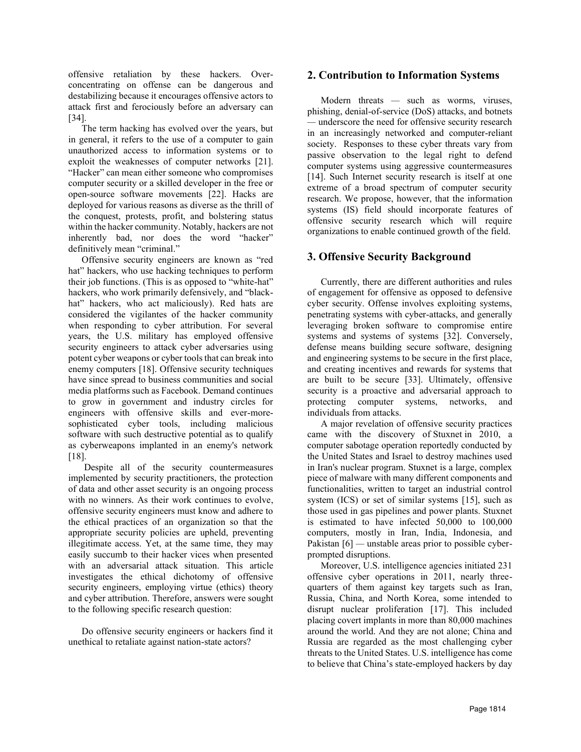offensive retaliation by these hackers. Over-concentrating on offense can be dangerous and destabilizing because it encourages offensive actors to attack first and ferociously before an adversary can [34].

The term hacking has evolved over the years, but in general, it refers to the use of a computer to gain unauthorized access to information systems or to exploit the weaknesses of computer networks [21]. "Hacker" can mean either someone who compromises computer security or a skilled developer in the free or open-source software movements [22]. Hacks are deployed for various reasons as diverse as the thrill of the conquest, protests, profit, and bolstering status within the hacker community. Notably, hackers are not inherently bad, nor does the word "hacker" definitively mean "criminal."

Offensive security engineers are known as "red hat" hackers, who use hacking techniques to perform their job functions. (This is as opposed to "white-hat" hackers, who work primarily defensively, and "black-hat" hackers, who act maliciously). Red hats are considered the vigilantes of the hacker community when responding to cyber attribution. For several years, the U.S. military has employed offensive security engineers to attack cyber adversaries using potent cyber weapons or cyber tools that can break into enemy computers [18]. Offensive security techniques have since spread to business communities and social media platforms such as Facebook. Demand continues to grow in government and industry circles for engineers with offensive skills and ever-more-sophisticated cyber tools, including malicious software with such destructive potential as to qualify as cyberweapons implanted in an enemy's network [18].

Despite all of the security countermeasures implemented by security practitioners, the protection of data and other asset security is an ongoing process with no winners. As their work continues to evolve, offensive security engineers must know and adhere to the ethical practices of an organization so that the appropriate security policies are upheld, preventing illegitimate access. Yet, at the same time, they may easily succumb to their hacker vices when presented with an adversarial attack situation. This article investigates the ethical dichotomy of offensive security engineers, employing virtue (ethics) theory and cyber attribution. Therefore, answers were sought to the following specific research question:

Do offensive security engineers or hackers find it unethical to retaliate against nation-state actors?

## 2. Contribution to Information Systems

Modern threats — such as worms, viruses, phishing, denial-of-service (DoS) attacks, and botnets — underscore the need for offensive security research in an increasingly networked and computer-reliant society. Responses to these cyber threats vary from passive observation to the legal right to defend computer systems using aggressive countermeasures [14]. Such Internet security research is itself at one extreme of a broad spectrum of computer security research. We propose, however, that the information systems (IS) field should incorporate features of offensive security research which will require organizations to enable continued growth of the field.

## 3. Offensive Security Background

Currently, there are different authorities and rules of engagement for offensive as opposed to defensive cyber security. Offense involves exploiting systems, penetrating systems with cyber-attacks, and generally leveraging broken software to compromise entire systems and systems of systems [32]. Conversely, defense means building secure software, designing and engineering systems to be secure in the first place, and creating incentives and rewards for systems that are built to be secure [33]. Ultimately, offensive security is a proactive and adversarial approach to protecting computer systems, networks, and individuals from attacks.

A major revelation of offensive security practices came with the discovery of Stuxnet in 2010, a computer sabotage operation reportedly conducted by the United States and Israel to destroy machines used in Iran's nuclear program. Stuxnet is a large, complex piece of malware with many different components and functionalities, written to target an industrial control system (ICS) or set of similar systems [15], such as those used in gas pipelines and power plants. Stuxnet is estimated to have infected 50,000 to 100,000 computers, mostly in Iran, India, Indonesia, and Pakistan [6] — unstable areas prior to possible cyber-prompted disruptions.

Moreover, U.S. intelligence agencies initiated 231 offensive cyber operations in 2011, nearly three-quarters of them against key targets such as Iran, Russia, China, and North Korea, some intended to disrupt nuclear proliferation [17]. This included placing covert implants in more than 80,000 machines around the world. And they are not alone; China and Russia are regarded as the most challenging cyber threats to the United States. U.S. intelligence has come to believe that China's state-employed hackers by day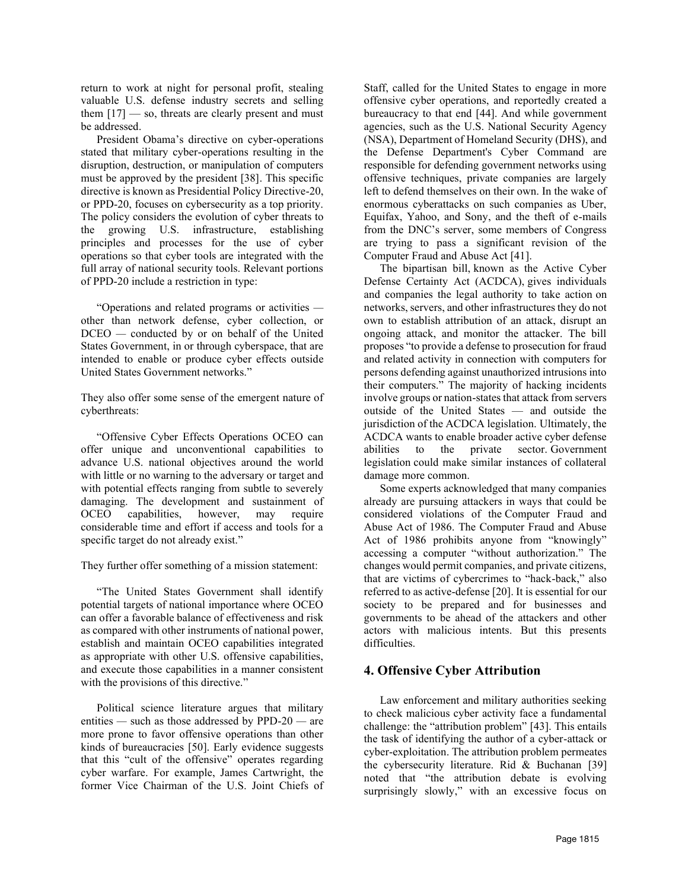return to work at night for personal profit, stealing valuable U.S. defense industry secrets and selling them [17] — so, threats are clearly present and must be addressed.

President Obama's directive on cyber-operations stated that military cyber-operations resulting in the disruption, destruction, or manipulation of computers must be approved by the president [38]. This specific directive is known as Presidential Policy Directive-20, or PPD-20, focuses on cybersecurity as a top priority. The policy considers the evolution of cyber threats to the growing U.S. infrastructure, establishing principles and processes for the use of cyber operations so that cyber tools are integrated with the full array of national security tools. Relevant portions of PPD-20 include a restriction in type:

> "Operations and related programs or activities — other than network defense, cyber collection, or DCEO — conducted by or on behalf of the United States Government, in or through cyberspace, that are intended to enable or produce cyber effects outside United States Government networks."

They also offer some sense of the emergent nature of cyberthreats:

> "Offensive Cyber Effects Operations OCEO can offer unique and unconventional capabilities to advance U.S. national objectives around the world with little or no warning to the adversary or target and with potential effects ranging from subtle to severely damaging. The development and sustainment of OCEO capabilities, however, may require considerable time and effort if access and tools for a specific target do not already exist."

They further offer something of a mission statement:

> "The United States Government shall identify potential targets of national importance where OCEO can offer a favorable balance of effectiveness and risk as compared with other instruments of national power, establish and maintain OCEO capabilities integrated as appropriate with other U.S. offensive capabilities, and execute those capabilities in a manner consistent with the provisions of this directive."

Political science literature argues that military entities — such as those addressed by PPD-20 — are more prone to favor offensive operations than other kinds of bureaucracies [50]. Early evidence suggests that this "cult of the offensive" operates regarding cyber warfare. For example, James Cartwright, the former Vice Chairman of the U.S. Joint Chiefs of Staff, called for the United States to engage in more offensive cyber operations, and reportedly created a bureaucracy to that end [44]. And while government agencies, such as the U.S. National Security Agency (NSA), Department of Homeland Security (DHS), and the Defense Department's Cyber Command are responsible for defending government networks using offensive techniques, private companies are largely left to defend themselves on their own. In the wake of enormous cyberattacks on such companies as Uber, Equifax, Yahoo, and Sony, and the theft of e-mails from the DNC's server, some members of Congress are trying to pass a significant revision of the Computer Fraud and Abuse Act [41].

The bipartisan bill, known as the Active Cyber Defense Certainty Act (ACDCA), gives individuals and companies the legal authority to take action on networks, servers, and other infrastructures they do not own to establish attribution of an attack, disrupt an ongoing attack, and monitor the attacker. The bill proposes "to provide a defense to prosecution for fraud and related activity in connection with computers for persons defending against unauthorized intrusions into their computers." The majority of hacking incidents involve groups or nation-states that attack from servers outside of the United States — and outside the jurisdiction of the ACDCA legislation. Ultimately, the ACDCA wants to enable broader active cyber defense abilities to the private sector. Government legislation could make similar instances of collateral damage more common.

Some experts acknowledged that many companies already are pursuing attackers in ways that could be considered violations of the Computer Fraud and Abuse Act of 1986. The Computer Fraud and Abuse Act of 1986 prohibits anyone from "knowingly" accessing a computer "without authorization." The changes would permit companies, and private citizens, that are victims of cybercrimes to "hack-back," also referred to as active-defense [20]. It is essential for our society to be prepared and for businesses and governments to be ahead of the attackers and other actors with malicious intents. But this presents difficulties.

## 4. Offensive Cyber Attribution

Law enforcement and military authorities seeking to check malicious cyber activity face a fundamental challenge: the "attribution problem" [43]. This entails the task of identifying the author of a cyber-attack or cyber-exploitation. The attribution problem permeates the cybersecurity literature. Rid & Buchanan [39] noted that "the attribution debate is evolving surprisingly slowly," with an excessive focus on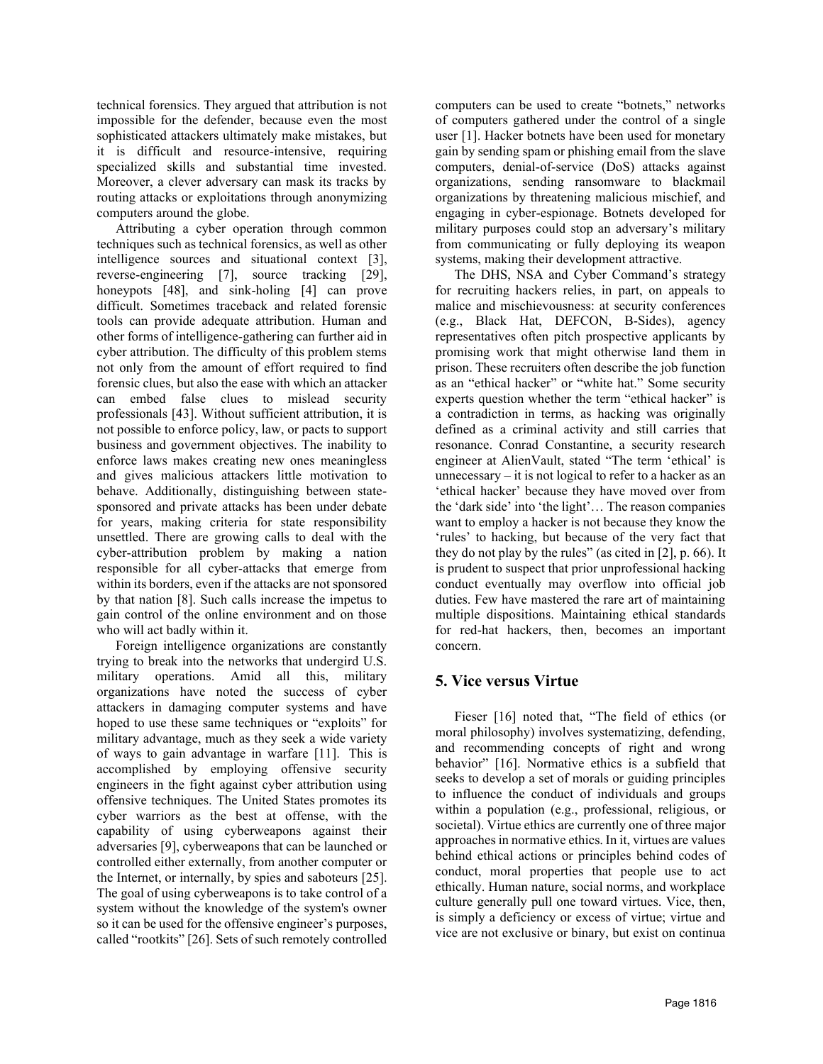technical forensics. They argued that attribution is not impossible for the defender, because even the most sophisticated attackers ultimately make mistakes, but it is difficult and resource-intensive, requiring specialized skills and substantial time invested. Moreover, a clever adversary can mask its tracks by routing attacks or exploitations through anonymizing computers around the globe.

Attributing a cyber operation through common techniques such as technical forensics, as well as other intelligence sources and situational context [3], reverse-engineering [7], source tracking [29], honeypots [48], and sink-holing [4] can prove difficult. Sometimes traceback and related forensic tools can provide adequate attribution. Human and other forms of intelligence-gathering can further aid in cyber attribution. The difficulty of this problem stems not only from the amount of effort required to find forensic clues, but also the ease with which an attacker can embed false clues to mislead security professionals [43]. Without sufficient attribution, it is not possible to enforce policy, law, or pacts to support business and government objectives. The inability to enforce laws makes creating new ones meaningless and gives malicious attackers little motivation to behave. Additionally, distinguishing between state-sponsored and private attacks has been under debate for years, making criteria for state responsibility unsettled. There are growing calls to deal with the cyber-attribution problem by making a nation responsible for all cyber-attacks that emerge from within its borders, even if the attacks are not sponsored by that nation [8]. Such calls increase the impetus to gain control of the online environment and on those who will act badly within it.

Foreign intelligence organizations are constantly trying to break into the networks that undergird U.S. military operations. Amid all this, military organizations have noted the success of cyber attackers in damaging computer systems and have hoped to use these same techniques or "exploits" for military advantage, much as they seek a wide variety of ways to gain advantage in warfare [11]. This is accomplished by employing offensive security engineers in the fight against cyber attribution using offensive techniques. The United States promotes its cyber warriors as the best at offense, with the capability of using cyberweapons against their adversaries [9], cyberweapons that can be launched or controlled either externally, from another computer or the Internet, or internally, by spies and saboteurs [25]. The goal of using cyberweapons is to take control of a system without the knowledge of the system's owner so it can be used for the offensive engineer's purposes, called "rootkits" [26]. Sets of such remotely controlled computers can be used to create "botnets," networks of computers gathered under the control of a single user [1]. Hacker botnets have been used for monetary gain by sending spam or phishing email from the slave computers, denial-of-service (DoS) attacks against organizations, sending ransomware to blackmail organizations by threatening malicious mischief, and engaging in cyber-espionage. Botnets developed for military purposes could stop an adversary's military from communicating or fully deploying its weapon systems, making their development attractive.

The DHS, NSA and Cyber Command's strategy for recruiting hackers relies, in part, on appeals to malice and mischievousness: at security conferences (e.g., Black Hat, DEFCON, B-Sides), agency representatives often pitch prospective applicants by promising work that might otherwise land them in prison. These recruiters often describe the job function as an "ethical hacker" or "white hat." Some security experts question whether the term "ethical hacker" is a contradiction in terms, as hacking was originally defined as a criminal activity and still carries that resonance. Conrad Constantine, a security research engineer at AlienVault, stated "The term 'ethical' is unnecessary – it is not logical to refer to a hacker as an 'ethical hacker' because they have moved over from the 'dark side' into 'the light'… The reason companies want to employ a hacker is not because they know the 'rules' to hacking, but because of the very fact that they do not play by the rules" (as cited in [2], p. 66). It is prudent to suspect that prior unprofessional hacking conduct eventually may overflow into official job duties. Few have mastered the rare art of maintaining multiple dispositions. Maintaining ethical standards for red-hat hackers, then, becomes an important concern.

## 5. Vice versus Virtue

Fieser [16] noted that, "The field of ethics (or moral philosophy) involves systematizing, defending, and recommending concepts of right and wrong behavior" [16]. Normative ethics is a subfield that seeks to develop a set of morals or guiding principles to influence the conduct of individuals and groups within a population (e.g., professional, religious, or societal). Virtue ethics are currently one of three major approaches in normative ethics. In it, virtues are values behind ethical actions or principles behind codes of conduct, moral properties that people use to act ethically. Human nature, social norms, and workplace culture generally pull one toward virtues. Vice, then, is simply a deficiency or excess of virtue; virtue and vice are not exclusive or binary, but exist on continua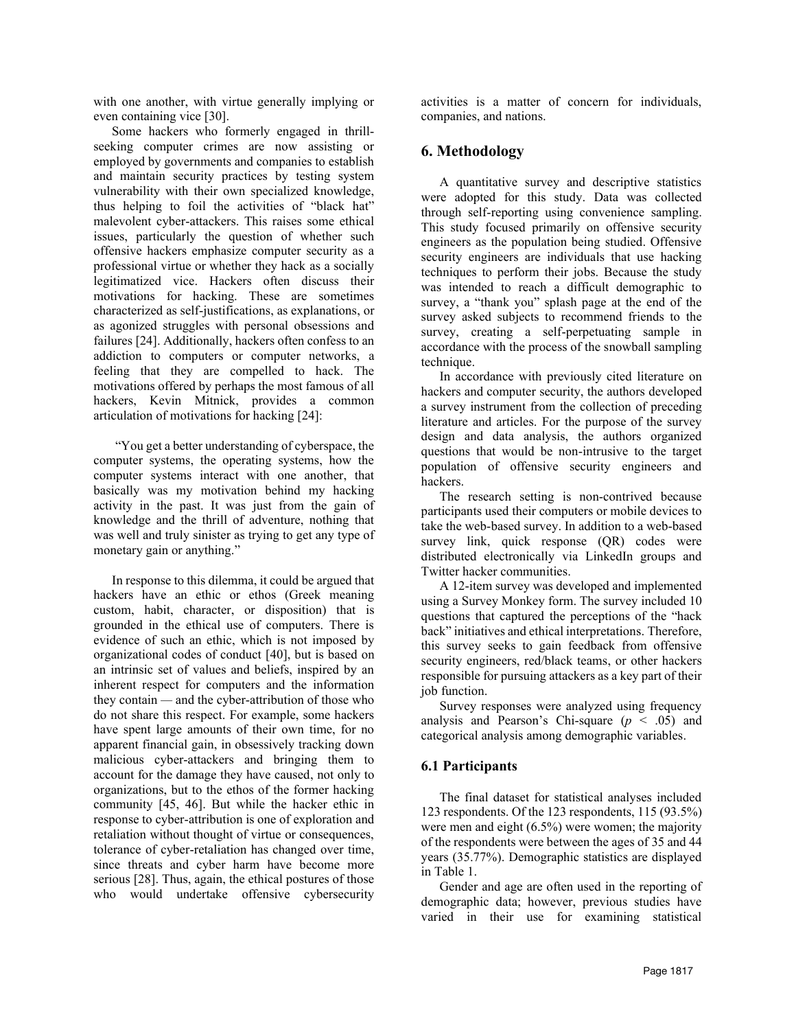with one another, with virtue generally implying or even containing vice [30].

Some hackers who formerly engaged in thrill-seeking computer crimes are now assisting or employed by governments and companies to establish and maintain security practices by testing system vulnerability with their own specialized knowledge, thus helping to foil the activities of "black hat" malevolent cyber-attackers. This raises some ethical issues, particularly the question of whether such offensive hackers emphasize computer security as a professional virtue or whether they hack as a socially legitimatized vice. Hackers often discuss their motivations for hacking. These are sometimes characterized as self-justifications, as explanations, or as agonized struggles with personal obsessions and failures [24]. Additionally, hackers often confess to an addiction to computers or computer networks, a feeling that they are compelled to hack. The motivations offered by perhaps the most famous of all hackers, Kevin Mitnick, provides a common articulation of motivations for hacking [24]:

> "You get a better understanding of cyberspace, the computer systems, the operating systems, how the computer systems interact with one another, that basically was my motivation behind my hacking activity in the past. It was just from the gain of knowledge and the thrill of adventure, nothing that was well and truly sinister as trying to get any type of monetary gain or anything."

In response to this dilemma, it could be argued that hackers have an ethic or ethos (Greek meaning custom, habit, character, or disposition) that is grounded in the ethical use of computers. There is evidence of such an ethic, which is not imposed by organizational codes of conduct [40], but is based on an intrinsic set of values and beliefs, inspired by an inherent respect for computers and the information they contain — and the cyber-attribution of those who do not share this respect. For example, some hackers have spent large amounts of their own time, for no apparent financial gain, in obsessively tracking down malicious cyber-attackers and bringing them to account for the damage they have caused, not only to organizations, but to the ethos of the former hacking community [45, 46]. But while the hacker ethic in response to cyber-attribution is one of exploration and retaliation without thought of virtue or consequences, tolerance of cyber-retaliation has changed over time, since threats and cyber harm have become more serious [28]. Thus, again, the ethical postures of those who would undertake offensive cybersecurity activities is a matter of concern for individuals, companies, and nations.

## 6. Methodology

A quantitative survey and descriptive statistics were adopted for this study. Data was collected through self-reporting using convenience sampling. This study focused primarily on offensive security engineers as the population being studied. Offensive security engineers are individuals that use hacking techniques to perform their jobs. Because the study was intended to reach a difficult demographic to survey, a "thank you" splash page at the end of the survey asked subjects to recommend friends to the survey, creating a self-perpetuating sample in accordance with the process of the snowball sampling technique.

In accordance with previously cited literature on hackers and computer security, the authors developed a survey instrument from the collection of preceding literature and articles. For the purpose of the survey design and data analysis, the authors organized questions that would be non-intrusive to the target population of offensive security engineers and hackers.

The research setting is non-contrived because participants used their computers or mobile devices to take the web-based survey. In addition to a web-based survey link, quick response (QR) codes were distributed electronically via LinkedIn groups and Twitter hacker communities.

A 12-item survey was developed and implemented using a Survey Monkey form. The survey included 10 questions that captured the perceptions of the "hack back" initiatives and ethical interpretations. Therefore, this survey seeks to gain feedback from offensive security engineers, red/black teams, or other hackers responsible for pursuing attackers as a key part of their job function.

Survey responses were analyzed using frequency analysis and Pearson's Chi-square ($p < .05$) and categorical analysis among demographic variables.

### 6.1 Participants

The final dataset for statistical analyses included 123 respondents. Of the 123 respondents, 115 (93.5%) were men and eight (6.5%) were women; the majority of the respondents were between the ages of 35 and 44 years (35.77%). Demographic statistics are displayed in Table 1.

Gender and age are often used in the reporting of demographic data; however, previous studies have varied in their use for examining statistical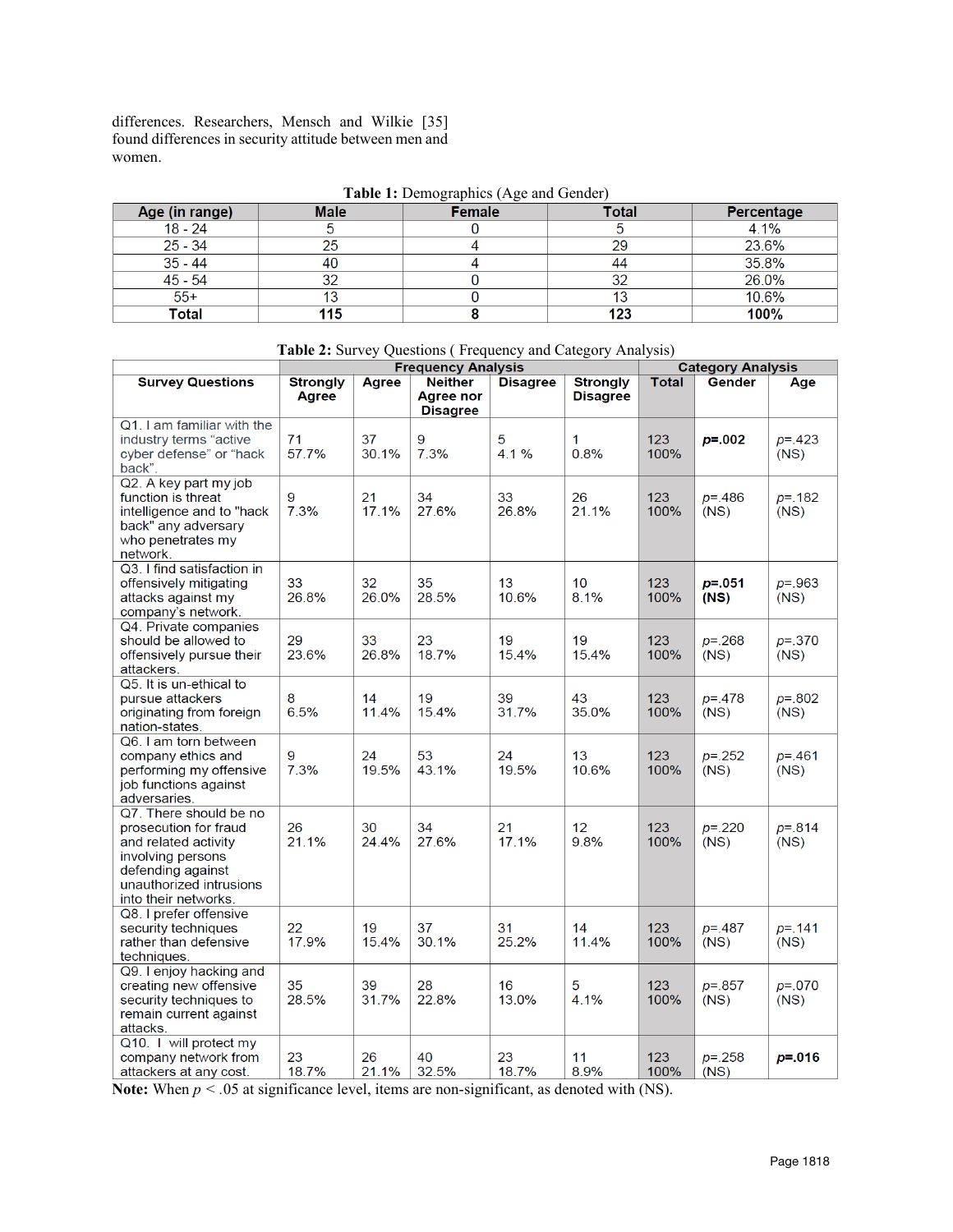differences. Researchers, Mensch and Wilkie [35] found differences in security attitude between men and women.

**Table 1:** Demographics (Age and Gender)

| Age (in range) | Male | Female | Total | Percentage |
|---|---|---|---|---|
| 18 - 24 | 5 | 0 | 5 | 4.1% |
| 25 - 34 | 25 | 4 | 29 | 23.6% |
| 35 - 44 | 40 | 4 | 44 | 35.8% |
| 45 - 54 | 32 | 0 | 32 | 26.0% |
| 55+ | 13 | 0 | 13 | 10.6% |
| **Total** | **115** | **8** | **123** | **100%** |

**Table 2:** Survey Questions ( Frequency and Category Analysis)

| | Frequency Analysis | | | | | Category Analysis | | |
|---|---|---|---|---|---|---|---|---|
| **Survey Questions** | **Strongly Agree** | **Agree** | **Neither Agree nor Disagree** | **Disagree** | **Strongly Disagree** | **Total** | **Gender** | **Age** |
| Q1. I am familiar with the industry terms "active cyber defense" or "hack back". | 71 57.7% | 37 30.1% | 9 7.3% | 5 4.1 % | 1 0.8% | 123 100% | **p=.002** | p=.423 (NS) |
| Q2. A key part my job function is threat intelligence and to "hack back" any adversary who penetrates my network. | 9 7.3% | 21 17.1% | 34 27.6% | 33 26.8% | 26 21.1% | 123 100% | p=.486 (NS) | p=.182 (NS) |
| Q3. I find satisfaction in offensively mitigating attacks against my company's network. | 33 26.8% | 32 26.0% | 35 28.5% | 13 10.6% | 10 8.1% | 123 100% | **p=.051 (NS)** | p=.963 (NS) |
| Q4. Private companies should be allowed to offensively pursue their attackers. | 29 23.6% | 33 26.8% | 23 18.7% | 19 15.4% | 19 15.4% | 123 100% | p=.268 (NS) | p=.370 (NS) |
| Q5. It is un-ethical to pursue attackers originating from foreign nation-states. | 8 6.5% | 14 11.4% | 19 15.4% | 39 31.7% | 43 35.0% | 123 100% | p=.478 (NS) | p=.802 (NS) |
| Q6. I am torn between company ethics and performing my offensive job functions against adversaries. | 9 7.3% | 24 19.5% | 53 43.1% | 24 19.5% | 13 10.6% | 123 100% | p=.252 (NS) | p=.461 (NS) |
| Q7. There should be no prosecution for fraud and related activity involving persons defending against unauthorized intrusions into their networks. | 26 21.1% | 30 24.4% | 34 27.6% | 21 17.1% | 12 9.8% | 123 100% | p=.220 (NS) | p=.814 (NS) |
| Q8. I prefer offensive security techniques rather than defensive techniques. | 22 17.9% | 19 15.4% | 37 30.1% | 31 25.2% | 14 11.4% | 123 100% | p=.487 (NS) | p=.141 (NS) |
| Q9. I enjoy hacking and creating new offensive security techniques to remain current against attacks. | 35 28.5% | 39 31.7% | 28 22.8% | 16 13.0% | 5 4.1% | 123 100% | p=.857 (NS) | p=.070 (NS) |
| Q10. I will protect my company network from attackers at any cost. | 23 18.7% | 26 21.1% | 40 32.5% | 23 18.7% | 11 8.9% | 123 100% | p=.258 (NS) | **p=.016** |

**Note:** When $p < .05$ at significance level, items are non-significant, as denoted with (NS).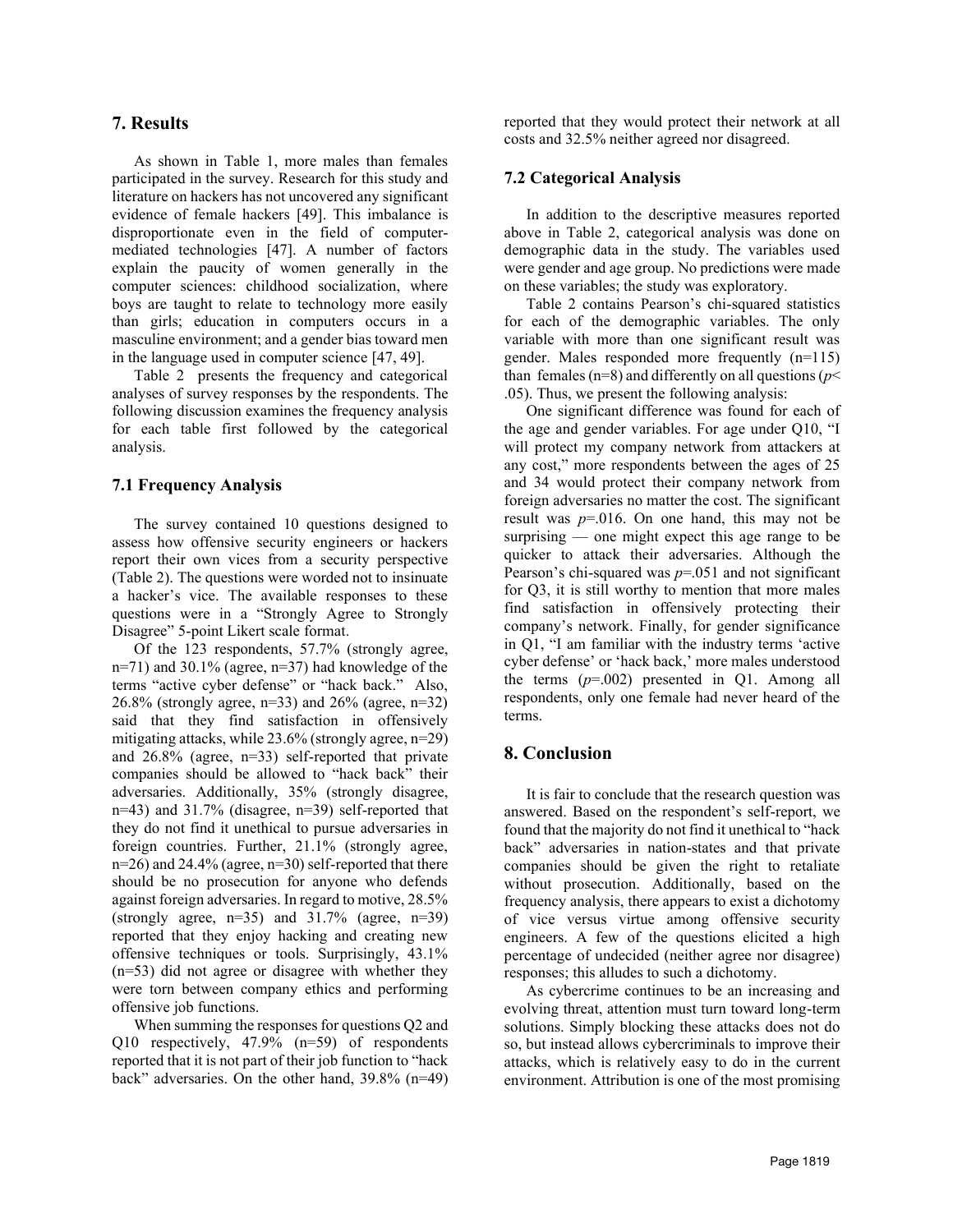## 7. Results

As shown in Table 1, more males than females participated in the survey. Research for this study and literature on hackers has not uncovered any significant evidence of female hackers [49]. This imbalance is disproportionate even in the field of computer-mediated technologies [47]. A number of factors explain the paucity of women generally in the computer sciences: childhood socialization, where boys are taught to relate to technology more easily than girls; education in computers occurs in a masculine environment; and a gender bias toward men in the language used in computer science [47, 49].

Table 2 presents the frequency and categorical analyses of survey responses by the respondents. The following discussion examines the frequency analysis for each table first followed by the categorical analysis.

### 7.1 Frequency Analysis

The survey contained 10 questions designed to assess how offensive security engineers or hackers report their own vices from a security perspective (Table 2). The questions were worded not to insinuate a hacker's vice. The available responses to these questions were in a "Strongly Agree to Strongly Disagree" 5-point Likert scale format.

Of the 123 respondents, 57.7% (strongly agree, n=71) and 30.1% (agree, n=37) had knowledge of the terms "active cyber defense" or "hack back." Also, 26.8% (strongly agree, n=33) and 26% (agree, n=32) said that they find satisfaction in offensively mitigating attacks, while 23.6% (strongly agree, n=29) and 26.8% (agree, n=33) self-reported that private companies should be allowed to "hack back" their adversaries. Additionally, 35% (strongly disagree, n=43) and 31.7% (disagree, n=39) self-reported that they do not find it unethical to pursue adversaries in foreign countries. Further, 21.1% (strongly agree, n=26) and 24.4% (agree, n=30) self-reported that there should be no prosecution for anyone who defends against foreign adversaries. In regard to motive, 28.5% (strongly agree, n=35) and 31.7% (agree, n=39) reported that they enjoy hacking and creating new offensive techniques or tools. Surprisingly, 43.1% (n=53) did not agree or disagree with whether they were torn between company ethics and performing offensive job functions.

When summing the responses for questions Q2 and Q10 respectively, 47.9% (n=59) of respondents reported that it is not part of their job function to "hack back" adversaries. On the other hand, 39.8% (n=49) reported that they would protect their network at all costs and 32.5% neither agreed nor disagreed.

### 7.2 Categorical Analysis

In addition to the descriptive measures reported above in Table 2, categorical analysis was done on demographic data in the study. The variables used were gender and age group. No predictions were made on these variables; the study was exploratory.

Table 2 contains Pearson's chi-squared statistics for each of the demographic variables. The only variable with more than one significant result was gender. Males responded more frequently (n=115) than females (n=8) and differently on all questions ($p < .05$). Thus, we present the following analysis:

One significant difference was found for each of the age and gender variables. For age under Q10, "I will protect my company network from attackers at any cost," more respondents between the ages of 25 and 34 would protect their company network from foreign adversaries no matter the cost. The significant result was $p$=.016. On one hand, this may not be surprising — one might expect this age range to be quicker to attack their adversaries. Although the Pearson's chi-squared was $p$=.051 and not significant for Q3, it is still worthy to mention that more males find satisfaction in offensively protecting their company's network. Finally, for gender significance in Q1, "I am familiar with the industry terms 'active cyber defense' or 'hack back,' more males understood the terms ($p$=.002) presented in Q1. Among all respondents, only one female had never heard of the terms.

## 8. Conclusion

It is fair to conclude that the research question was answered. Based on the respondent's self-report, we found that the majority do not find it unethical to "hack back" adversaries in nation-states and that private companies should be given the right to retaliate without prosecution. Additionally, based on the frequency analysis, there appears to exist a dichotomy of vice versus virtue among offensive security engineers. A few of the questions elicited a high percentage of undecided (neither agree nor disagree) responses; this alludes to such a dichotomy.

As cybercrime continues to be an increasing and evolving threat, attention must turn toward long-term solutions. Simply blocking these attacks does not do so, but instead allows cybercriminals to improve their attacks, which is relatively easy to do in the current environment. Attribution is one of the most promising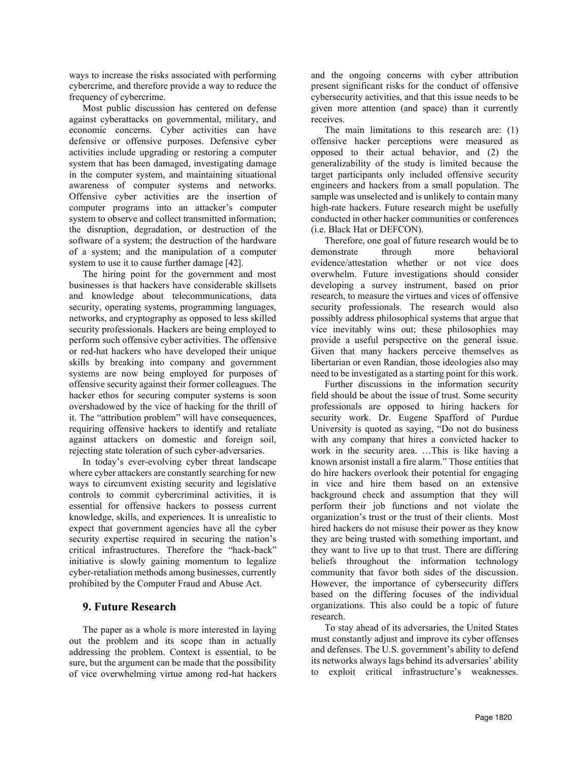ways to increase the risks associated with performing cybercrime, and therefore provide a way to reduce the frequency of cybercrime.

Most public discussion has centered on defense against cyberattacks on governmental, military, and economic concerns. Cyber activities can have defensive or offensive purposes. Defensive cyber activities include upgrading or restoring a computer system that has been damaged, investigating damage in the computer system, and maintaining situational awareness of computer systems and networks. Offensive cyber activities are the insertion of computer programs into an attacker's computer system to observe and collect transmitted information; the disruption, degradation, or destruction of the software of a system; the destruction of the hardware of a system; and the manipulation of a computer system to use it to cause further damage [42].

The hiring point for the government and most businesses is that hackers have considerable skillsets and knowledge about telecommunications, data security, operating systems, programming languages, networks, and cryptography as opposed to less skilled security professionals. Hackers are being employed to perform such offensive cyber activities. The offensive or red-hat hackers who have developed their unique skills by breaking into company and government systems are now being employed for purposes of offensive security against their former colleagues. The hacker ethos for securing computer systems is soon overshadowed by the vice of hacking for the thrill of it. The "attribution problem" will have consequences, requiring offensive hackers to identify and retaliate against attackers on domestic and foreign soil, rejecting state toleration of such cyber-adversaries.

In today's ever-evolving cyber threat landscape where cyber attackers are constantly searching for new ways to circumvent existing security and legislative controls to commit cybercriminal activities, it is essential for offensive hackers to possess current knowledge, skills, and experiences. It is unrealistic to expect that government agencies have all the cyber security expertise required in securing the nation's critical infrastructures. Therefore the "hack-back" initiative is slowly gaining momentum to legalize cyber-retaliation methods among businesses, currently prohibited by the Computer Fraud and Abuse Act.

## 9. Future Research

The paper as a whole is more interested in laying out the problem and its scope than in actually addressing the problem. Context is essential, to be sure, but the argument can be made that the possibility of vice overwhelming virtue among red-hat hackers and the ongoing concerns with cyber attribution present significant risks for the conduct of offensive cybersecurity activities, and that this issue needs to be given more attention (and space) than it currently receives.

The main limitations to this research are: (1) offensive hacker perceptions were measured as opposed to their actual behavior, and (2) the generalizability of the study is limited because the target participants only included offensive security engineers and hackers from a small population. The sample was unselected and is unlikely to contain many high-rate hackers. Future research might be usefully conducted in other hacker communities or conferences (i.e. Black Hat or DEFCON).

Therefore, one goal of future research would be to demonstrate through more behavioral evidence/attestation whether or not vice does overwhelm. Future investigations should consider developing a survey instrument, based on prior research, to measure the virtues and vices of offensive security professionals. The research would also possibly address philosophical systems that argue that vice inevitably wins out; these philosophies may provide a useful perspective on the general issue. Given that many hackers perceive themselves as libertarian or even Randian, those ideologies also may need to be investigated as a starting point for this work.

Further discussions in the information security field should be about the issue of trust. Some security professionals are opposed to hiring hackers for security work. Dr. Eugene Spafford of Purdue University is quoted as saying, "Do not do business with any company that hires a convicted hacker to work in the security area. …This is like having a known arsonist install a fire alarm." Those entities that do hire hackers overlook their potential for engaging in vice and hire them based on an extensive background check and assumption that they will perform their job functions and not violate the organization's trust or the trust of their clients. Most hired hackers do not misuse their power as they know they are being trusted with something important, and they want to live up to that trust. There are differing beliefs throughout the information technology community that favor both sides of the discussion. However, the importance of cybersecurity differs based on the differing focuses of the individual organizations. This also could be a topic of future research.

To stay ahead of its adversaries, the United States must constantly adjust and improve its cyber offenses and defenses. The U.S. government's ability to defend its networks always lags behind its adversaries' ability to exploit critical infrastructure's weaknesses.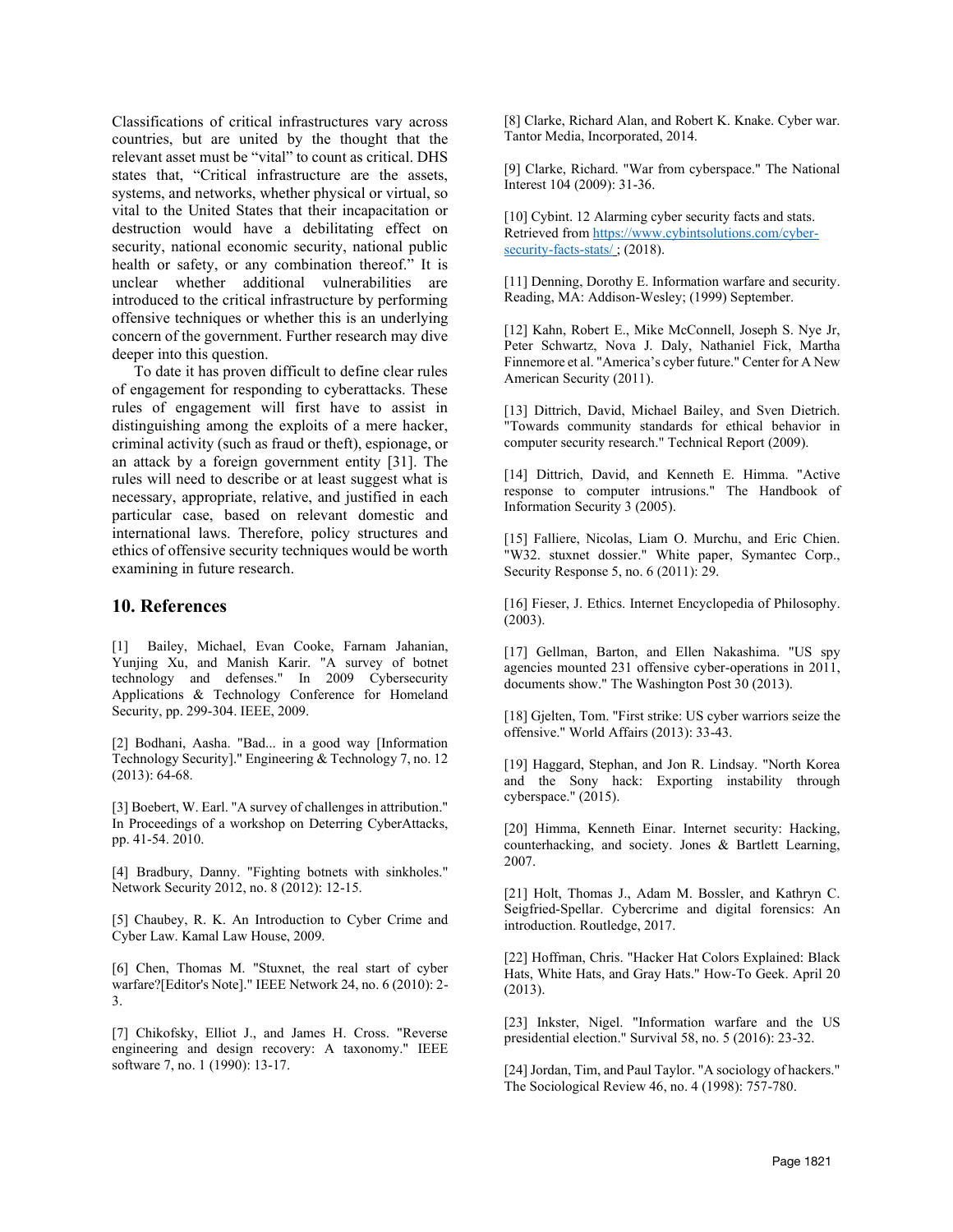Classifications of critical infrastructures vary across countries, but are united by the thought that the relevant asset must be "vital" to count as critical. DHS states that, "Critical infrastructure are the assets, systems, and networks, whether physical or virtual, so vital to the United States that their incapacitation or destruction would have a debilitating effect on security, national economic security, national public health or safety, or any combination thereof." It is unclear whether additional vulnerabilities are introduced to the critical infrastructure by performing offensive techniques or whether this is an underlying concern of the government. Further research may dive deeper into this question.

To date it has proven difficult to define clear rules of engagement for responding to cyberattacks. These rules of engagement will first have to assist in distinguishing among the exploits of a mere hacker, criminal activity (such as fraud or theft), espionage, or an attack by a foreign government entity [31]. The rules will need to describe or at least suggest what is necessary, appropriate, relative, and justified in each particular case, based on relevant domestic and international laws. Therefore, policy structures and ethics of offensive security techniques would be worth examining in future research.

## 10. References

[1] Bailey, Michael, Evan Cooke, Farnam Jahanian, Yunjing Xu, and Manish Karir. "A survey of botnet technology and defenses." In 2009 Cybersecurity Applications & Technology Conference for Homeland Security, pp. 299-304. IEEE, 2009.

[2] Bodhani, Aasha. "Bad... in a good way [Information Technology Security]." Engineering & Technology 7, no. 12 (2013): 64-68.

[3] Boebert, W. Earl. "A survey of challenges in attribution." In Proceedings of a workshop on Deterring CyberAttacks, pp. 41-54. 2010.

[4] Bradbury, Danny. "Fighting botnets with sinkholes." Network Security 2012, no. 8 (2012): 12-15.

[5] Chaubey, R. K. An Introduction to Cyber Crime and Cyber Law. Kamal Law House, 2009.

[6] Chen, Thomas M. "Stuxnet, the real start of cyber warfare?[Editor's Note]." IEEE Network 24, no. 6 (2010): 2-3.

[7] Chikofsky, Elliot J., and James H. Cross. "Reverse engineering and design recovery: A taxonomy." IEEE software 7, no. 1 (1990): 13-17.

[8] Clarke, Richard Alan, and Robert K. Knake. Cyber war. Tantor Media, Incorporated, 2014.

[9] Clarke, Richard. "War from cyberspace." The National Interest 104 (2009): 31-36.

[10] Cybint. 12 Alarming cyber security facts and stats. Retrieved from https://www.cybintsolutions.com/cyber-security-facts-stats/ ; (2018).

[11] Denning, Dorothy E. Information warfare and security. Reading, MA: Addison-Wesley; (1999) September.

[12] Kahn, Robert E., Mike McConnell, Joseph S. Nye Jr, Peter Schwartz, Nova J. Daly, Nathaniel Fick, Martha Finnemore et al. "America's cyber future." Center for A New American Security (2011).

[13] Dittrich, David, Michael Bailey, and Sven Dietrich. "Towards community standards for ethical behavior in computer security research." Technical Report (2009).

[14] Dittrich, David, and Kenneth E. Himma. "Active response to computer intrusions." The Handbook of Information Security 3 (2005).

[15] Falliere, Nicolas, Liam O. Murchu, and Eric Chien. "W32. stuxnet dossier." White paper, Symantec Corp., Security Response 5, no. 6 (2011): 29.

[16] Fieser, J. Ethics. Internet Encyclopedia of Philosophy. (2003).

[17] Gellman, Barton, and Ellen Nakashima. "US spy agencies mounted 231 offensive cyber-operations in 2011, documents show." The Washington Post 30 (2013).

[18] Gjelten, Tom. "First strike: US cyber warriors seize the offensive." World Affairs (2013): 33-43.

[19] Haggard, Stephan, and Jon R. Lindsay. "North Korea and the Sony hack: Exporting instability through cyberspace." (2015).

[20] Himma, Kenneth Einar. Internet security: Hacking, counterhacking, and society. Jones & Bartlett Learning, 2007.

[21] Holt, Thomas J., Adam M. Bossler, and Kathryn C. Seigfried-Spellar. Cybercrime and digital forensics: An introduction. Routledge, 2017.

[22] Hoffman, Chris. "Hacker Hat Colors Explained: Black Hats, White Hats, and Gray Hats." How-To Geek. April 20 (2013).

[23] Inkster, Nigel. "Information warfare and the US presidential election." Survival 58, no. 5 (2016): 23-32.

[24] Jordan, Tim, and Paul Taylor. "A sociology of hackers." The Sociological Review 46, no. 4 (1998): 757-780.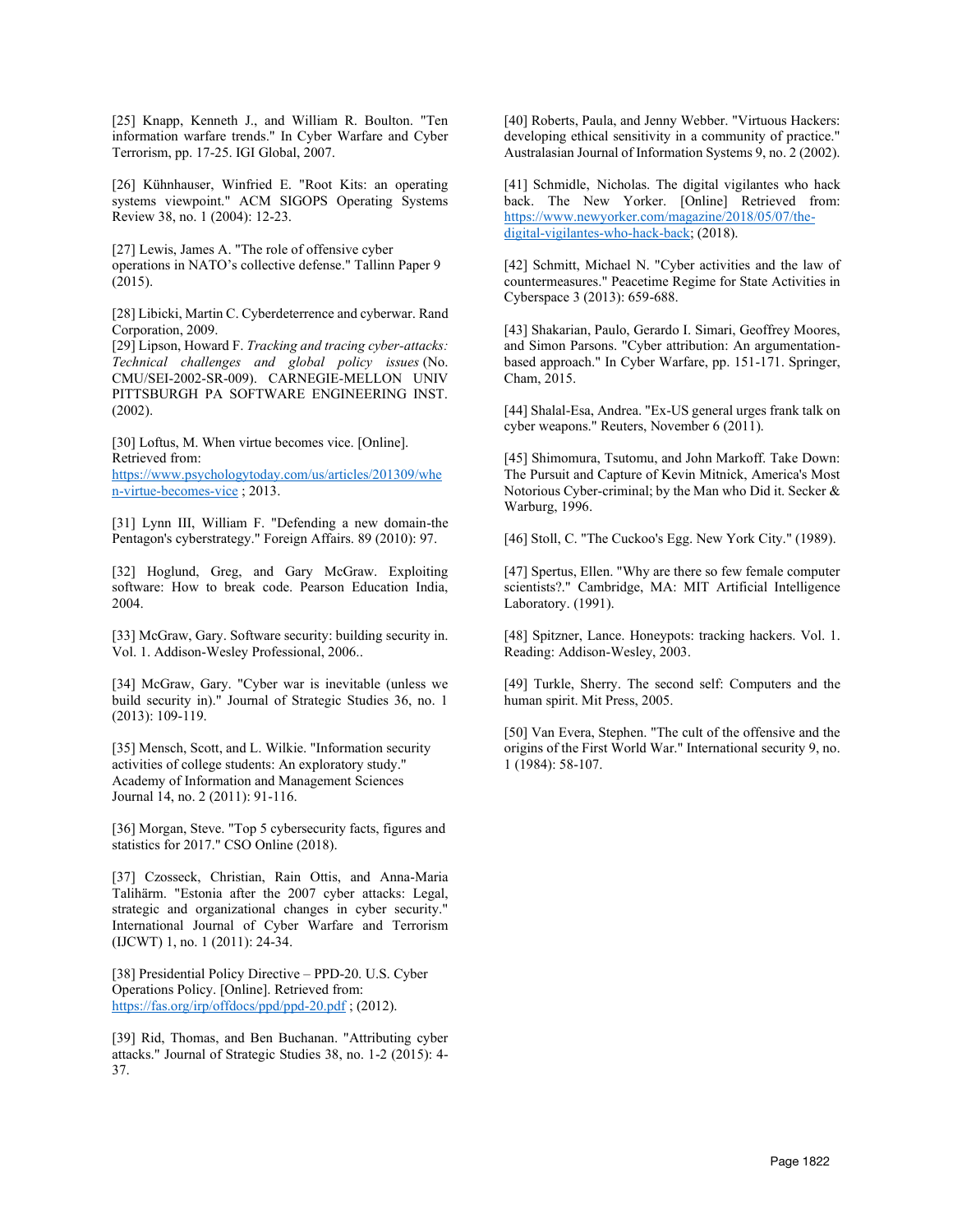[25] Knapp, Kenneth J., and William R. Boulton. "Ten information warfare trends." In Cyber Warfare and Cyber Terrorism, pp. 17-25. IGI Global, 2007.

[26] Kühnhauser, Winfried E. "Root Kits: an operating systems viewpoint." ACM SIGOPS Operating Systems Review 38, no. 1 (2004): 12-23.

[27] Lewis, James A. "The role of offensive cyber operations in NATO's collective defense." Tallinn Paper 9 (2015).

[28] Libicki, Martin C. Cyberdeterrence and cyberwar. Rand Corporation, 2009.

[29] Lipson, Howard F. *Tracking and tracing cyber-attacks: Technical challenges and global policy issues* (No. CMU/SEI-2002-SR-009). CARNEGIE-MELLON UNIV PITTSBURGH PA SOFTWARE ENGINEERING INST. (2002).

[30] Loftus, M. When virtue becomes vice. [Online]. Retrieved from: https://www.psychologytoday.com/us/articles/201309/when-virtue-becomes-vice ; 2013.

[31] Lynn III, William F. "Defending a new domain-the Pentagon's cyberstrategy." Foreign Affairs. 89 (2010): 97.

[32] Hoglund, Greg, and Gary McGraw. Exploiting software: How to break code. Pearson Education India, 2004.

[33] McGraw, Gary. Software security: building security in. Vol. 1. Addison-Wesley Professional, 2006..

[34] McGraw, Gary. "Cyber war is inevitable (unless we build security in)." Journal of Strategic Studies 36, no. 1 (2013): 109-119.

[35] Mensch, Scott, and L. Wilkie. "Information security activities of college students: An exploratory study." Academy of Information and Management Sciences Journal 14, no. 2 (2011): 91-116.

[36] Morgan, Steve. "Top 5 cybersecurity facts, figures and statistics for 2017." CSO Online (2018).

[37] Czosseck, Christian, Rain Ottis, and Anna-Maria Talihärm. "Estonia after the 2007 cyber attacks: Legal, strategic and organizational changes in cyber security." International Journal of Cyber Warfare and Terrorism (IJCWT) 1, no. 1 (2011): 24-34.

[38] Presidential Policy Directive – PPD-20. U.S. Cyber Operations Policy. [Online]. Retrieved from: https://fas.org/irp/offdocs/ppd/ppd-20.pdf ; (2012).

[39] Rid, Thomas, and Ben Buchanan. "Attributing cyber attacks." Journal of Strategic Studies 38, no. 1-2 (2015): 4-37.

[40] Roberts, Paula, and Jenny Webber. "Virtuous Hackers: developing ethical sensitivity in a community of practice." Australasian Journal of Information Systems 9, no. 2 (2002).

[41] Schmidle, Nicholas. The digital vigilantes who hack back. The New Yorker. [Online] Retrieved from: https://www.newyorker.com/magazine/2018/05/07/the-digital-vigilantes-who-hack-back; (2018).

[42] Schmitt, Michael N. "Cyber activities and the law of countermeasures." Peacetime Regime for State Activities in Cyberspace 3 (2013): 659-688.

[43] Shakarian, Paulo, Gerardo I. Simari, Geoffrey Moores, and Simon Parsons. "Cyber attribution: An argumentation-based approach." In Cyber Warfare, pp. 151-171. Springer, Cham, 2015.

[44] Shalal-Esa, Andrea. "Ex-US general urges frank talk on cyber weapons." Reuters, November 6 (2011).

[45] Shimomura, Tsutomu, and John Markoff. Take Down: The Pursuit and Capture of Kevin Mitnick, America's Most Notorious Cyber-criminal; by the Man who Did it. Secker & Warburg, 1996.

[46] Stoll, C. "The Cuckoo's Egg. New York City." (1989).

[47] Spertus, Ellen. "Why are there so few female computer scientists?." Cambridge, MA: MIT Artificial Intelligence Laboratory. (1991).

[48] Spitzner, Lance. Honeypots: tracking hackers. Vol. 1. Reading: Addison-Wesley, 2003.

[49] Turkle, Sherry. The second self: Computers and the human spirit. Mit Press, 2005.

[50] Van Evera, Stephen. "The cult of the offensive and the origins of the First World War." International security 9, no. 1 (1984): 58-107.